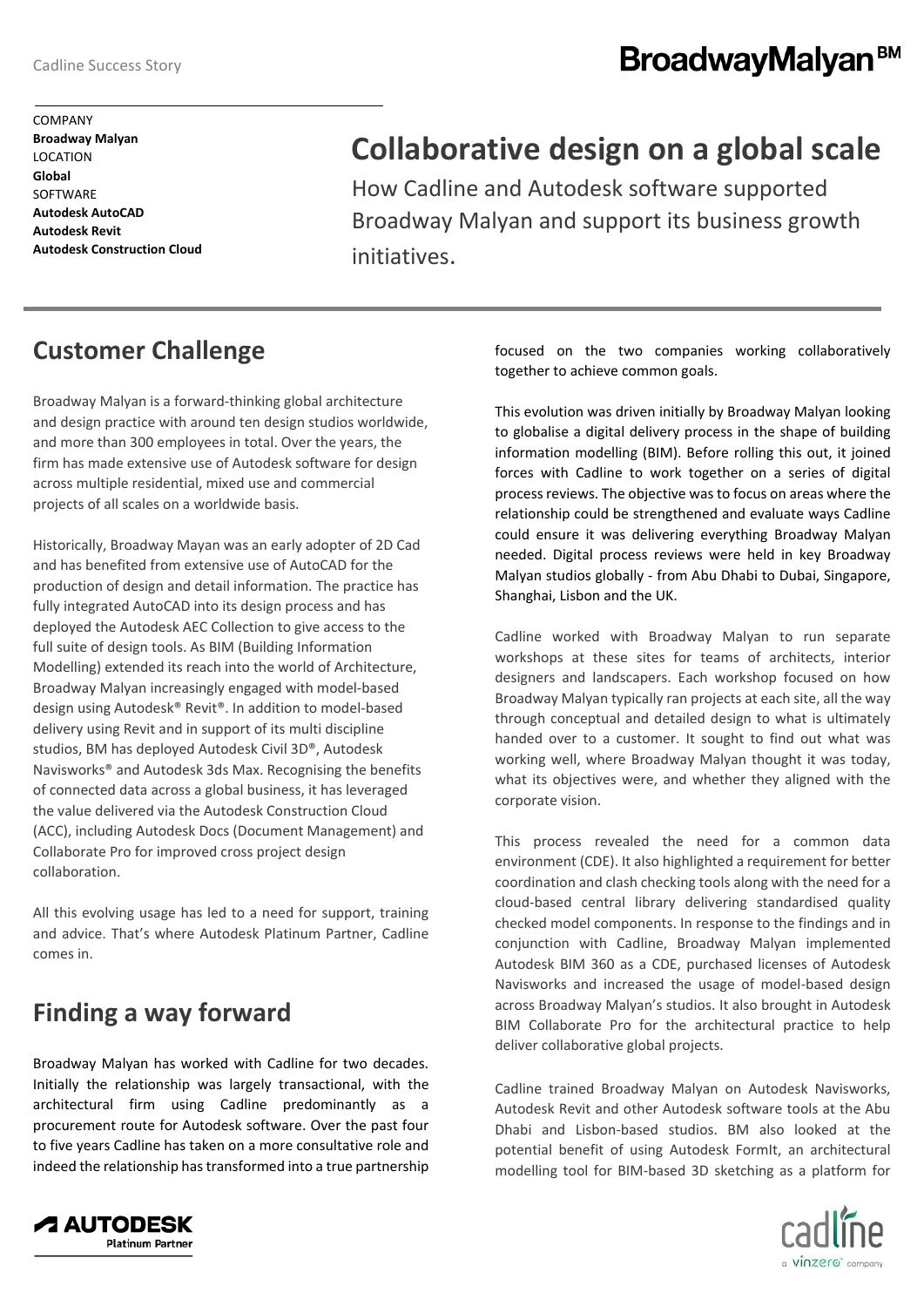COMPANY
**Broadway Malyan**
LOCATION
**Global**
SOFTWARE
**Autodesk AutoCAD**
**Autodesk Revit**
**Autodesk Construction Cloud**

# Collaborative design on a global scale

How Cadline and Autodesk software supported Broadway Malyan and support its business growth initiatives.

## Customer Challenge

Broadway Malyan is a forward-thinking global architecture and design practice with around ten design studios worldwide, and more than 300 employees in total. Over the years, the firm has made extensive use of Autodesk software for design across multiple residential, mixed use and commercial projects of all scales on a worldwide basis.

Historically, Broadway Mayan was an early adopter of 2D Cad and has benefited from extensive use of AutoCAD for the production of design and detail information. The practice has fully integrated AutoCAD into its design process and has deployed the Autodesk AEC Collection to give access to the full suite of design tools. As BIM (Building Information Modelling) extended its reach into the world of Architecture, Broadway Malyan increasingly engaged with model-based design using Autodesk® Revit®. In addition to model-based delivery using Revit and in support of its multi discipline studios, BM has deployed Autodesk Civil 3D®, Autodesk Navisworks® and Autodesk 3ds Max. Recognising the benefits of connected data across a global business, it has leveraged the value delivered via the Autodesk Construction Cloud (ACC), including Autodesk Docs (Document Management) and Collaborate Pro for improved cross project design collaboration.

All this evolving usage has led to a need for support, training and advice. That's where Autodesk Platinum Partner, Cadline comes in.

## Finding a way forward

Broadway Malyan has worked with Cadline for two decades. Initially the relationship was largely transactional, with the architectural firm using Cadline predominantly as a procurement route for Autodesk software. Over the past four to five years Cadline has taken on a more consultative role and indeed the relationship has transformed into a true partnership focused on the two companies working collaboratively together to achieve common goals.

This evolution was driven initially by Broadway Malyan looking to globalise a digital delivery process in the shape of building information modelling (BIM). Before rolling this out, it joined forces with Cadline to work together on a series of digital process reviews. The objective was to focus on areas where the relationship could be strengthened and evaluate ways Cadline could ensure it was delivering everything Broadway Malyan needed. Digital process reviews were held in key Broadway Malyan studios globally - from Abu Dhabi to Dubai, Singapore, Shanghai, Lisbon and the UK.

Cadline worked with Broadway Malyan to run separate workshops at these sites for teams of architects, interior designers and landscapers. Each workshop focused on how Broadway Malyan typically ran projects at each site, all the way through conceptual and detailed design to what is ultimately handed over to a customer. It sought to find out what was working well, where Broadway Malyan thought it was today, what its objectives were, and whether they aligned with the corporate vision.

This process revealed the need for a common data environment (CDE). It also highlighted a requirement for better coordination and clash checking tools along with the need for a cloud-based central library delivering standardised quality checked model components. In response to the findings and in conjunction with Cadline, Broadway Malyan implemented Autodesk BIM 360 as a CDE, purchased licenses of Autodesk Navisworks and increased the usage of model-based design across Broadway Malyan's studios. It also brought in Autodesk BIM Collaborate Pro for the architectural practice to help deliver collaborative global projects.

Cadline trained Broadway Malyan on Autodesk Navisworks, Autodesk Revit and other Autodesk software tools at the Abu Dhabi and Lisbon-based studios. BM also looked at the potential benefit of using Autodesk FormIt, an architectural modelling tool for BIM-based 3D sketching as a platform for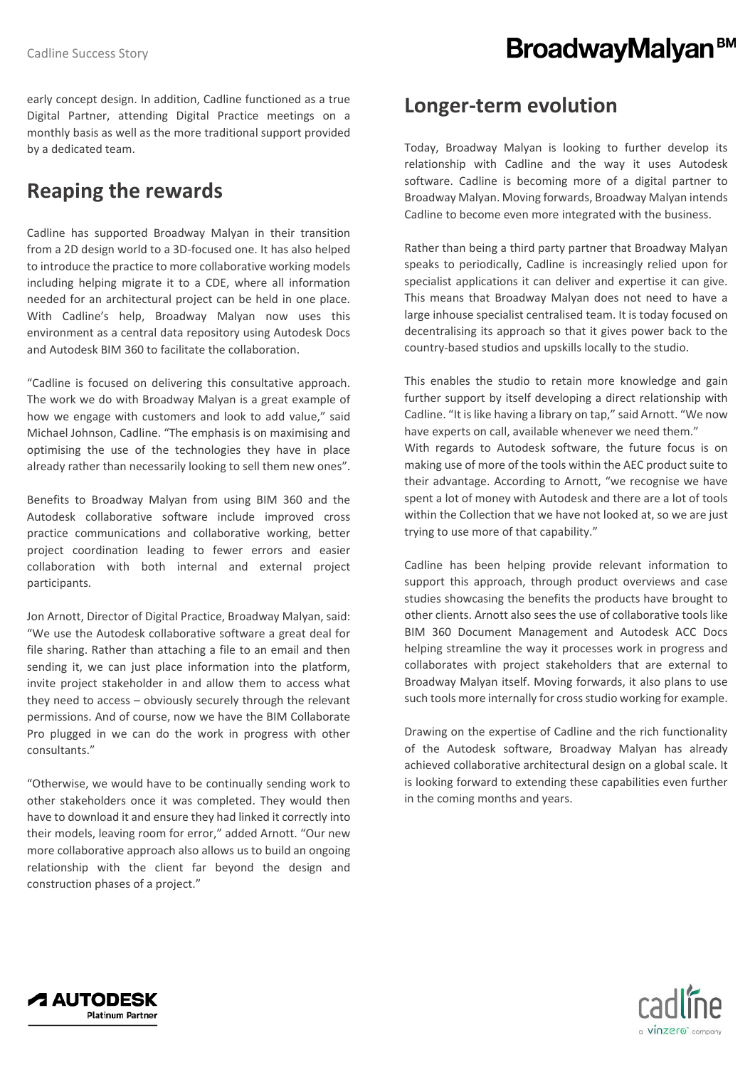early concept design. In addition, Cadline functioned as a true Digital Partner, attending Digital Practice meetings on a monthly basis as well as the more traditional support provided by a dedicated team.

## Reaping the rewards

Cadline has supported Broadway Malyan in their transition from a 2D design world to a 3D-focused one. It has also helped to introduce the practice to more collaborative working models including helping migrate it to a CDE, where all information needed for an architectural project can be held in one place. With Cadline's help, Broadway Malyan now uses this environment as a central data repository using Autodesk Docs and Autodesk BIM 360 to facilitate the collaboration.

"Cadline is focused on delivering this consultative approach. The work we do with Broadway Malyan is a great example of how we engage with customers and look to add value," said Michael Johnson, Cadline. "The emphasis is on maximising and optimising the use of the technologies they have in place already rather than necessarily looking to sell them new ones".

Benefits to Broadway Malyan from using BIM 360 and the Autodesk collaborative software include improved cross practice communications and collaborative working, better project coordination leading to fewer errors and easier collaboration with both internal and external project participants.

Jon Arnott, Director of Digital Practice, Broadway Malyan, said: "We use the Autodesk collaborative software a great deal for file sharing. Rather than attaching a file to an email and then sending it, we can just place information into the platform, invite project stakeholder in and allow them to access what they need to access – obviously securely through the relevant permissions. And of course, now we have the BIM Collaborate Pro plugged in we can do the work in progress with other consultants."

"Otherwise, we would have to be continually sending work to other stakeholders once it was completed. They would then have to download it and ensure they had linked it correctly into their models, leaving room for error," added Arnott. "Our new more collaborative approach also allows us to build an ongoing relationship with the client far beyond the design and construction phases of a project."

## Longer-term evolution

Today, Broadway Malyan is looking to further develop its relationship with Cadline and the way it uses Autodesk software. Cadline is becoming more of a digital partner to Broadway Malyan. Moving forwards, Broadway Malyan intends Cadline to become even more integrated with the business.

Rather than being a third party partner that Broadway Malyan speaks to periodically, Cadline is increasingly relied upon for specialist applications it can deliver and expertise it can give. This means that Broadway Malyan does not need to have a large inhouse specialist centralised team. It is today focused on decentralising its approach so that it gives power back to the country-based studios and upskills locally to the studio.

This enables the studio to retain more knowledge and gain further support by itself developing a direct relationship with Cadline. "It is like having a library on tap," said Arnott. "We now have experts on call, available whenever we need them."

With regards to Autodesk software, the future focus is on making use of more of the tools within the AEC product suite to their advantage. According to Arnott, "we recognise we have spent a lot of money with Autodesk and there are a lot of tools within the Collection that we have not looked at, so we are just trying to use more of that capability."

Cadline has been helping provide relevant information to support this approach, through product overviews and case studies showcasing the benefits the products have brought to other clients. Arnott also sees the use of collaborative tools like BIM 360 Document Management and Autodesk ACC Docs helping streamline the way it processes work in progress and collaborates with project stakeholders that are external to Broadway Malyan itself. Moving forwards, it also plans to use such tools more internally for cross studio working for example.

Drawing on the expertise of Cadline and the rich functionality of the Autodesk software, Broadway Malyan has already achieved collaborative architectural design on a global scale. It is looking forward to extending these capabilities even further in the coming months and years.